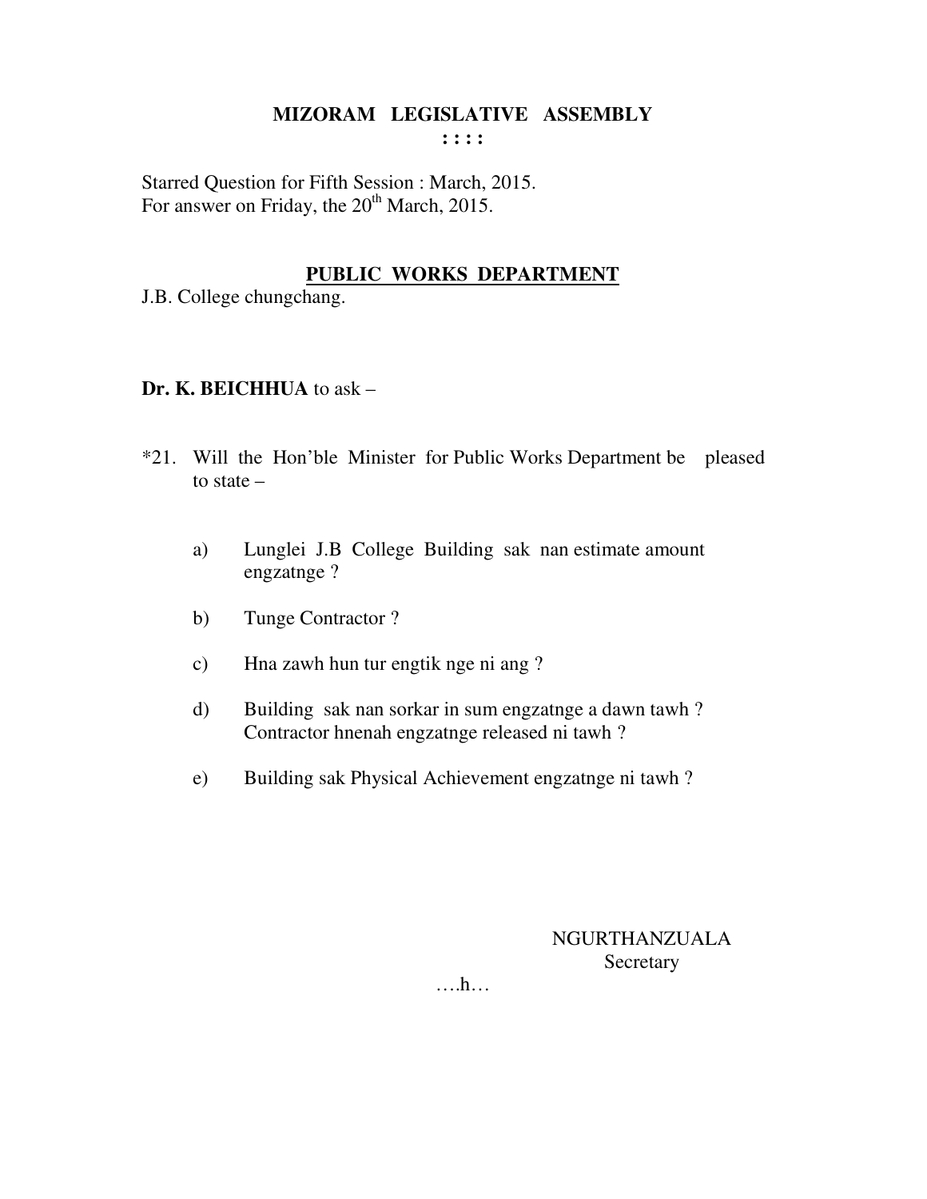# MIZORAM LEGISLATIVE ASSEMBLY

: : : :

Starred Question for Fifth Session : March, 2015.
For answer on Friday, the 20th March, 2015.

## PUBLIC WORKS DEPARTMENT

J.B. College chungchang.

**Dr. K. BEICHHUA** to ask –

*21. Will the Hon'ble Minister for Public Works Department be pleased to state –

a) Lunglei J.B College Building sak nan estimate amount engzatnge ?

b) Tunge Contractor ?

c) Hna zawh hun tur engtik nge ni ang ?

d) Building sak nan sorkar in sum engzatnge a dawn tawh ? Contractor hnenah engzatnge released ni tawh ?

e) Building sak Physical Achievement engzatnge ni tawh ?

NGURTHANZUALA
Secretary

….h…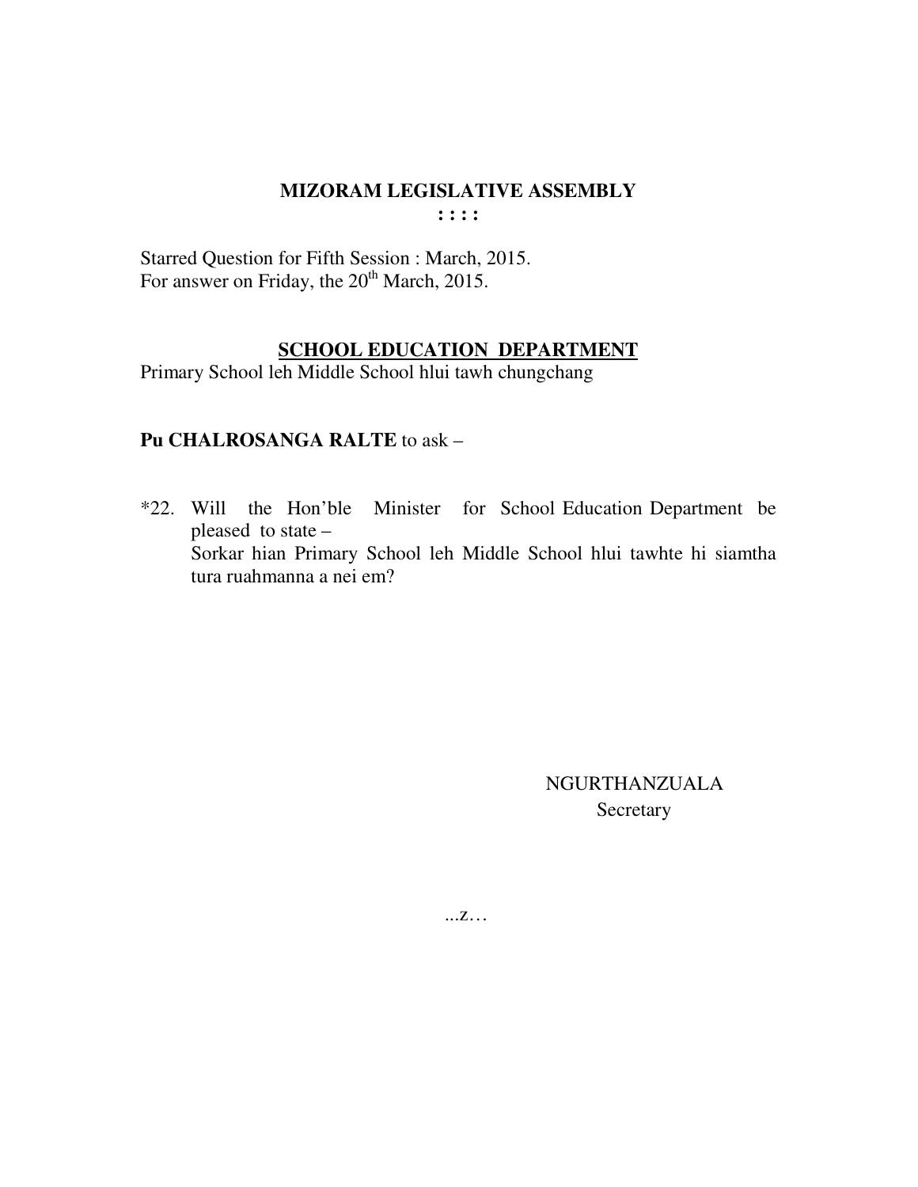**MIZORAM LEGISLATIVE ASSEMBLY**
**: : : :**

Starred Question for Fifth Session : March, 2015.
For answer on Friday, the 20th March, 2015.

**SCHOOL EDUCATION DEPARTMENT**
Primary School leh Middle School hlui tawh chungchang

**Pu CHALROSANGA RALTE** to ask –

*22. Will the Hon'ble Minister for School Education Department be pleased to state –
Sorkar hian Primary School leh Middle School hlui tawhte hi siamtha tura ruahmanna a nei em?

NGURTHANZUALA
Secretary

...z…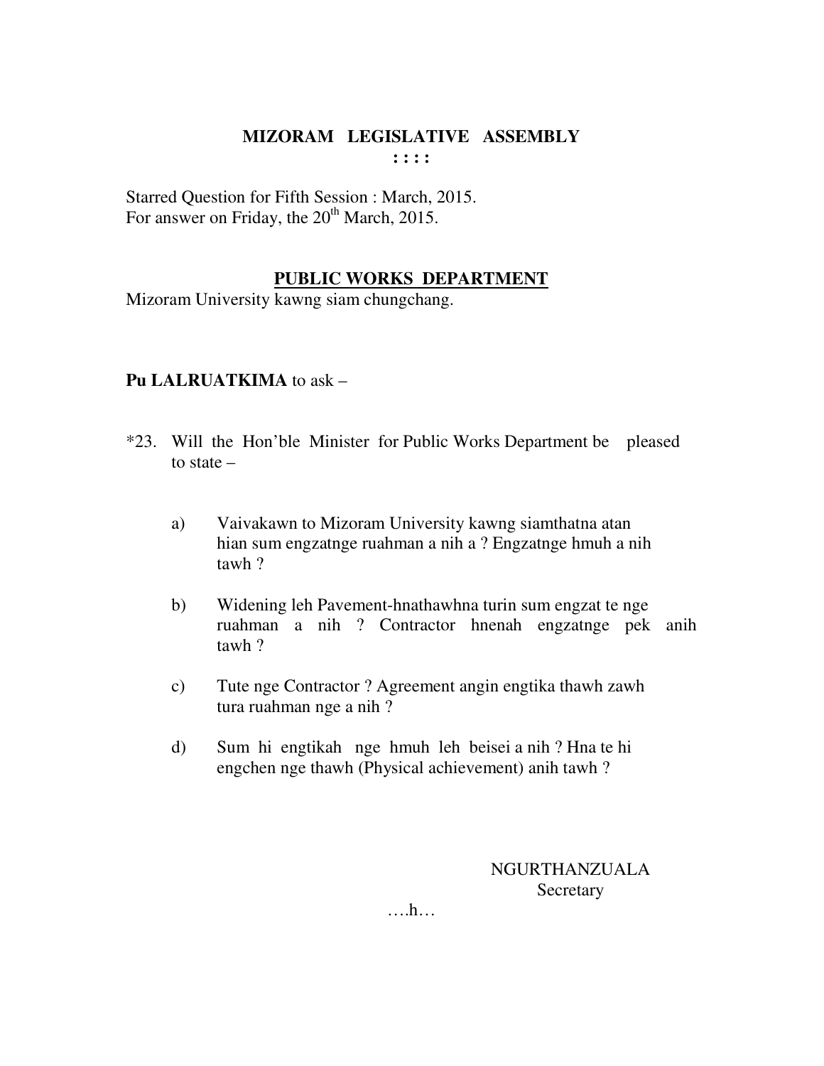# MIZORAM LEGISLATIVE ASSEMBLY

**: : : :**

Starred Question for Fifth Session : March, 2015.
For answer on Friday, the 20th March, 2015.

## PUBLIC WORKS DEPARTMENT

Mizoram University kawng siam chungchang.

**Pu LALRUATKIMA** to ask –

*23. Will the Hon'ble Minister for Public Works Department be pleased to state –

a) Vaivakawn to Mizoram University kawng siamthatna atan hian sum engzatnge ruahman a nih a ? Engzatnge hmuh a nih tawh ?

b) Widening leh Pavement-hnathawhna turin sum engzat te nge ruahman a nih ? Contractor hnenah engzatnge pek anih tawh ?

c) Tute nge Contractor ? Agreement angin engtika thawh zawh tura ruahman nge a nih ?

d) Sum hi engtikah nge hmuh leh beisei a nih ? Hna te hi engchen nge thawh (Physical achievement) anih tawh ?

NGURTHANZUALA
Secretary

….h…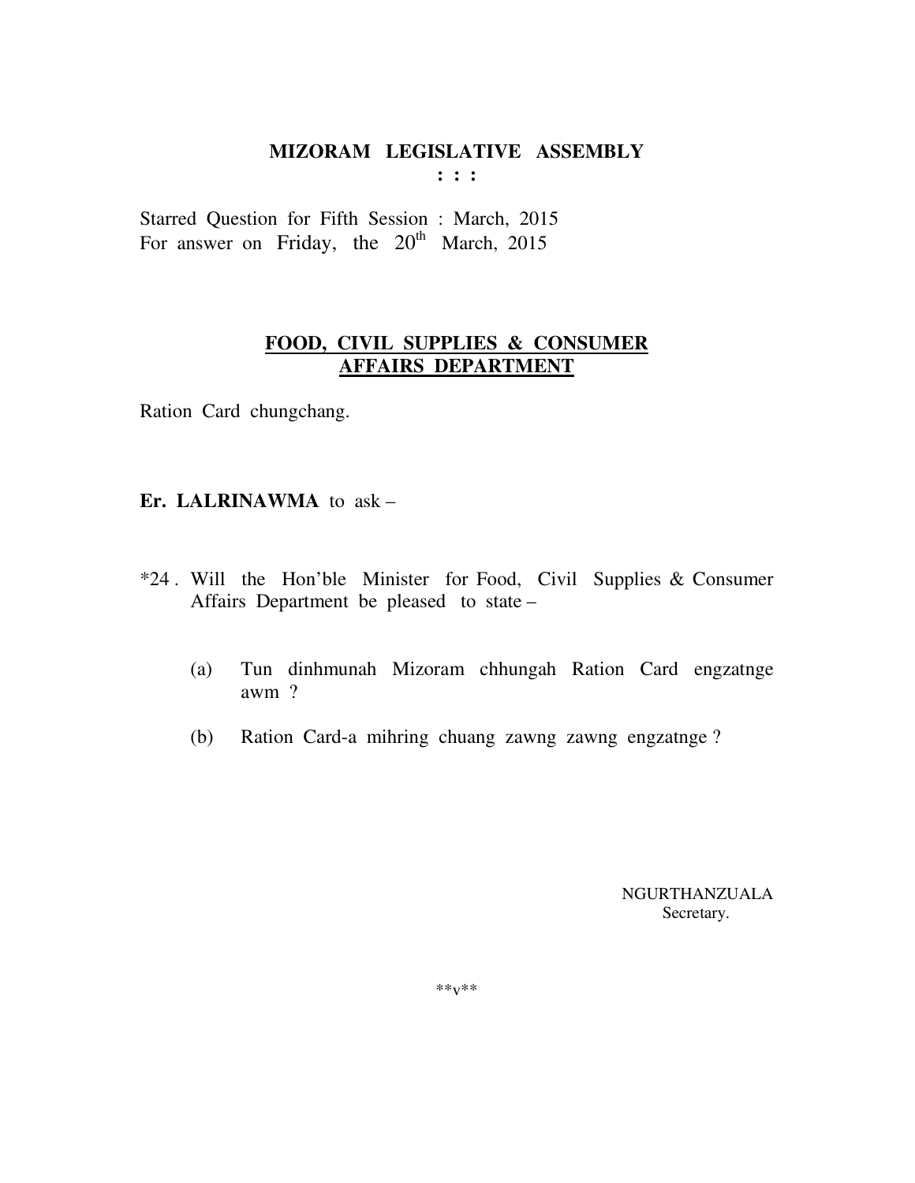# MIZORAM LEGISLATIVE ASSEMBLY

: : :

Starred Question for Fifth Session : March, 2015
For answer on Friday, the 20th March, 2015

## FOOD, CIVIL SUPPLIES & CONSUMER AFFAIRS DEPARTMENT

Ration Card chungchang.

**Er. LALRINAWMA** to ask –

*24 . Will the Hon'ble Minister for Food, Civil Supplies & Consumer Affairs Department be pleased to state –

(a) Tun dinhmunah Mizoram chhungah Ration Card engzatnge awm ?

(b) Ration Card-a mihring chuang zawng zawng engzatnge ?

NGURTHANZUALA
Secretary.

**v**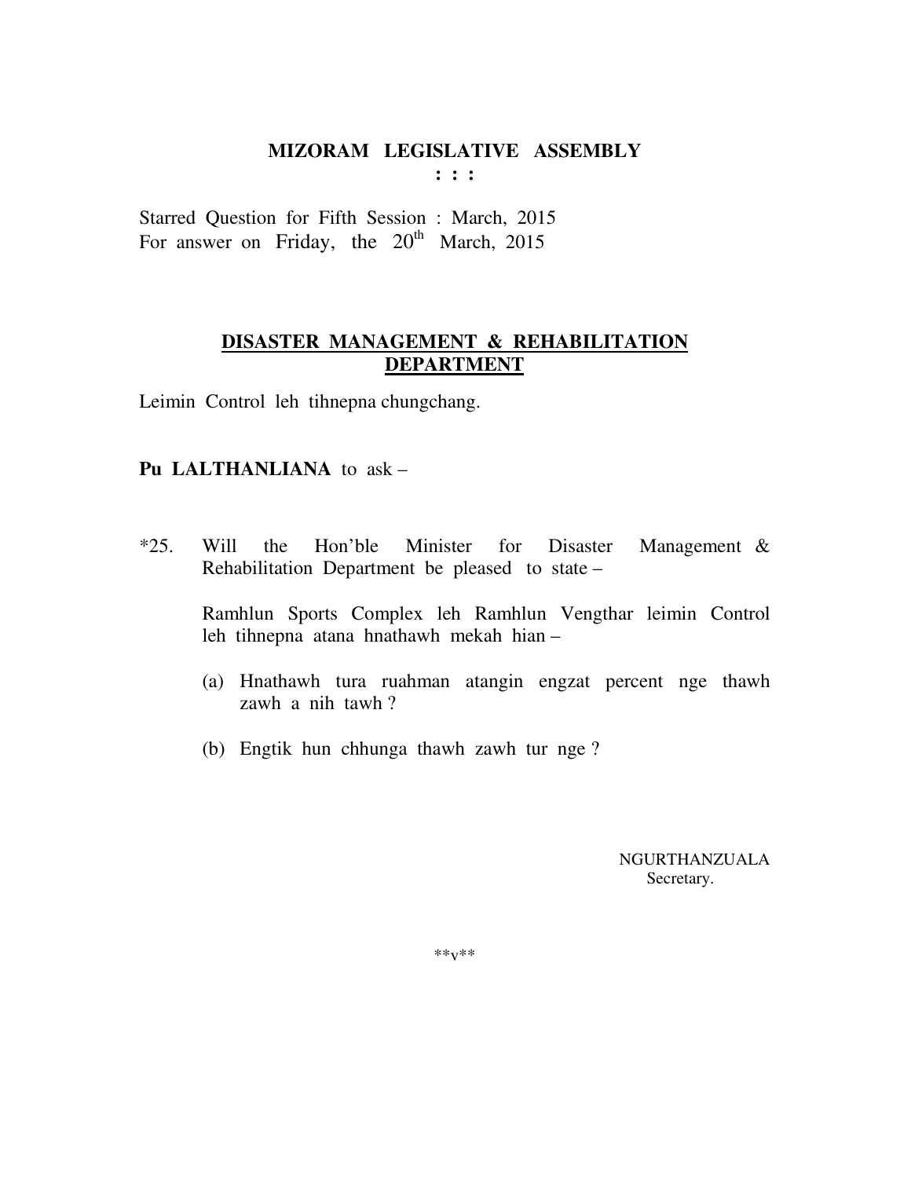# MIZORAM LEGISLATIVE ASSEMBLY

: : :

Starred Question for Fifth Session : March, 2015
For answer on Friday, the 20th March, 2015

## DISASTER MANAGEMENT & REHABILITATION DEPARTMENT

Leimin Control leh tihnepna chungchang.

**Pu LALTHANLIANA** to ask –

*25. Will the Hon'ble Minister for Disaster Management & Rehabilitation Department be pleased to state –

Ramhlun Sports Complex leh Ramhlun Vengthar leimin Control leh tihnepna atana hnathawh mekah hian –

(a) Hnathawh tura ruahman atangin engzat percent nge thawh zawh a nih tawh ?

(b) Engtik hun chhunga thawh zawh tur nge ?

NGURTHANZUALA
Secretary.

**v**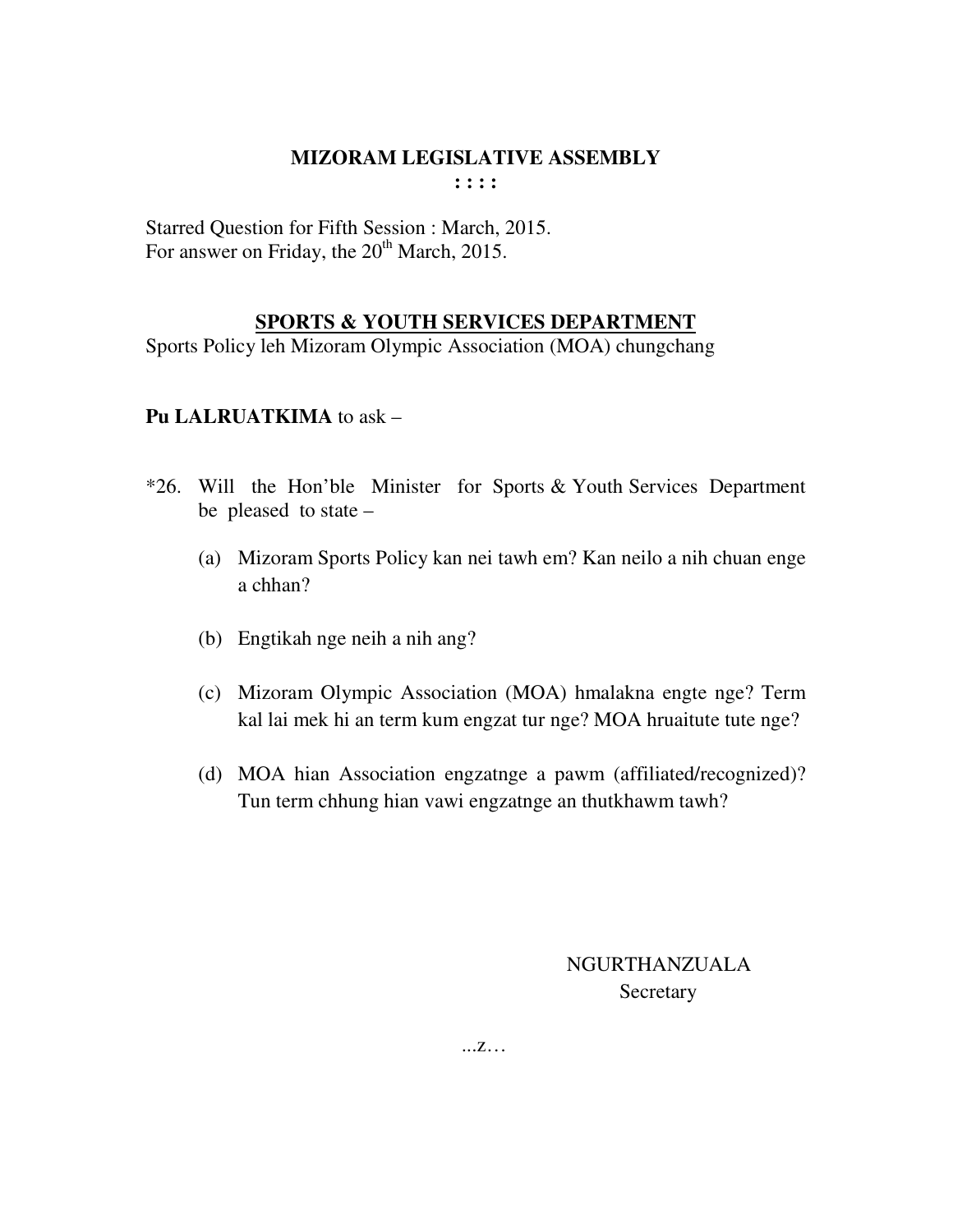**MIZORAM LEGISLATIVE ASSEMBLY**
**: : : :**

Starred Question for Fifth Session : March, 2015.
For answer on Friday, the 20th March, 2015.

## SPORTS & YOUTH SERVICES DEPARTMENT

Sports Policy leh Mizoram Olympic Association (MOA) chungchang

**Pu LALRUATKIMA** to ask –

*26. Will the Hon'ble Minister for Sports & Youth Services Department be pleased to state –

(a) Mizoram Sports Policy kan nei tawh em? Kan neilo a nih chuan enge a chhan?

(b) Engtikah nge neih a nih ang?

(c) Mizoram Olympic Association (MOA) hmalakna engte nge? Term kal lai mek hi an term kum engzat tur nge? MOA hruaitute tute nge?

(d) MOA hian Association engzatnge a pawm (affiliated/recognized)? Tun term chhung hian vawi engzatnge an thutkhawm tawh?

NGURTHANZUALA
Secretary

...z…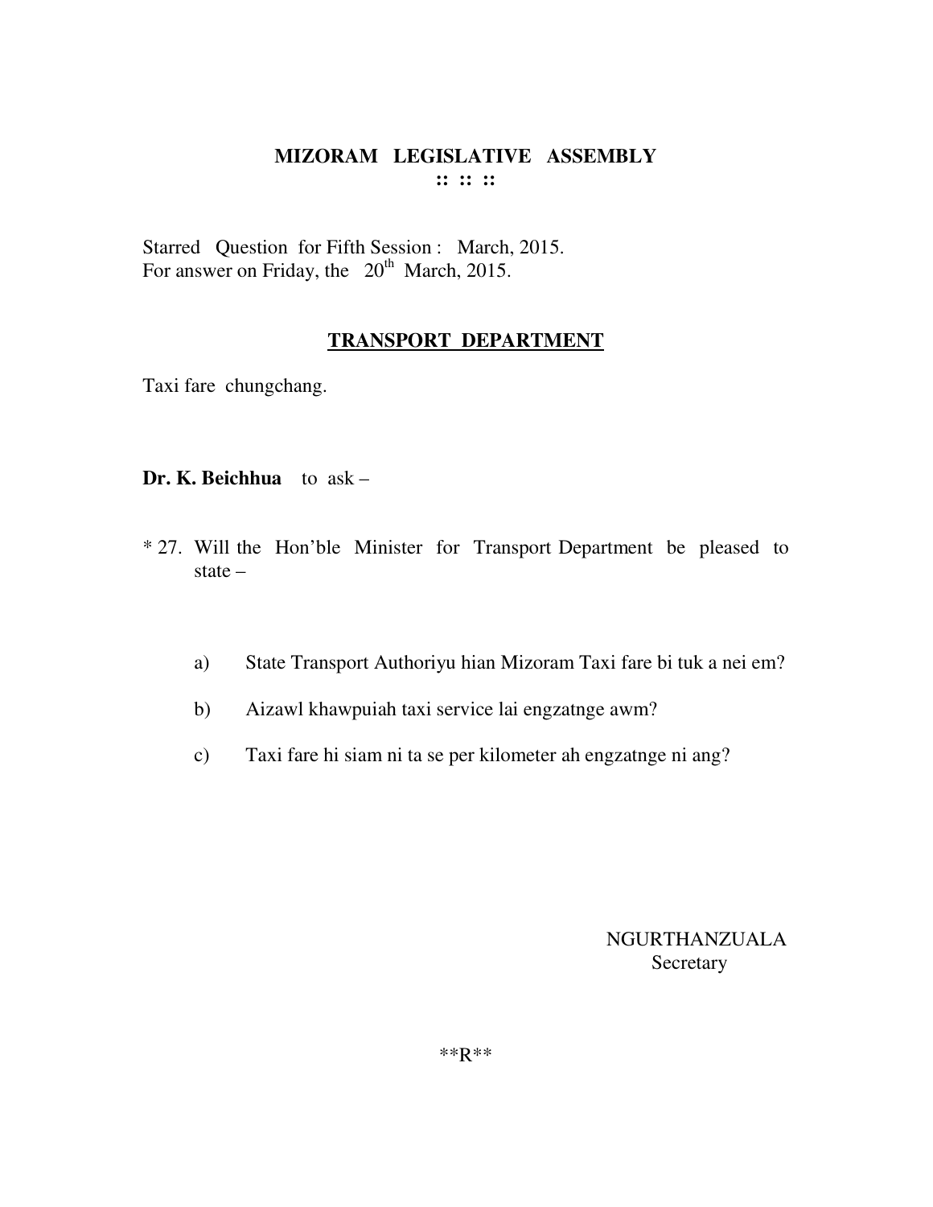**MIZORAM LEGISLATIVE ASSEMBLY**
**:: :: ::**

Starred Question for Fifth Session : March, 2015.
For answer on Friday, the 20th March, 2015.

**TRANSPORT DEPARTMENT**

Taxi fare chungchang.

**Dr. K. Beichhua** to ask –

* 27. Will the Hon'ble Minister for Transport Department be pleased to state –

    a) State Transport Authoriyu hian Mizoram Taxi fare bi tuk a nei em?

    b) Aizawl khawpuiah taxi service lai engzatnge awm?

    c) Taxi fare hi siam ni ta se per kilometer ah engzatnge ni ang?

NGURTHANZUALA
Secretary

**R**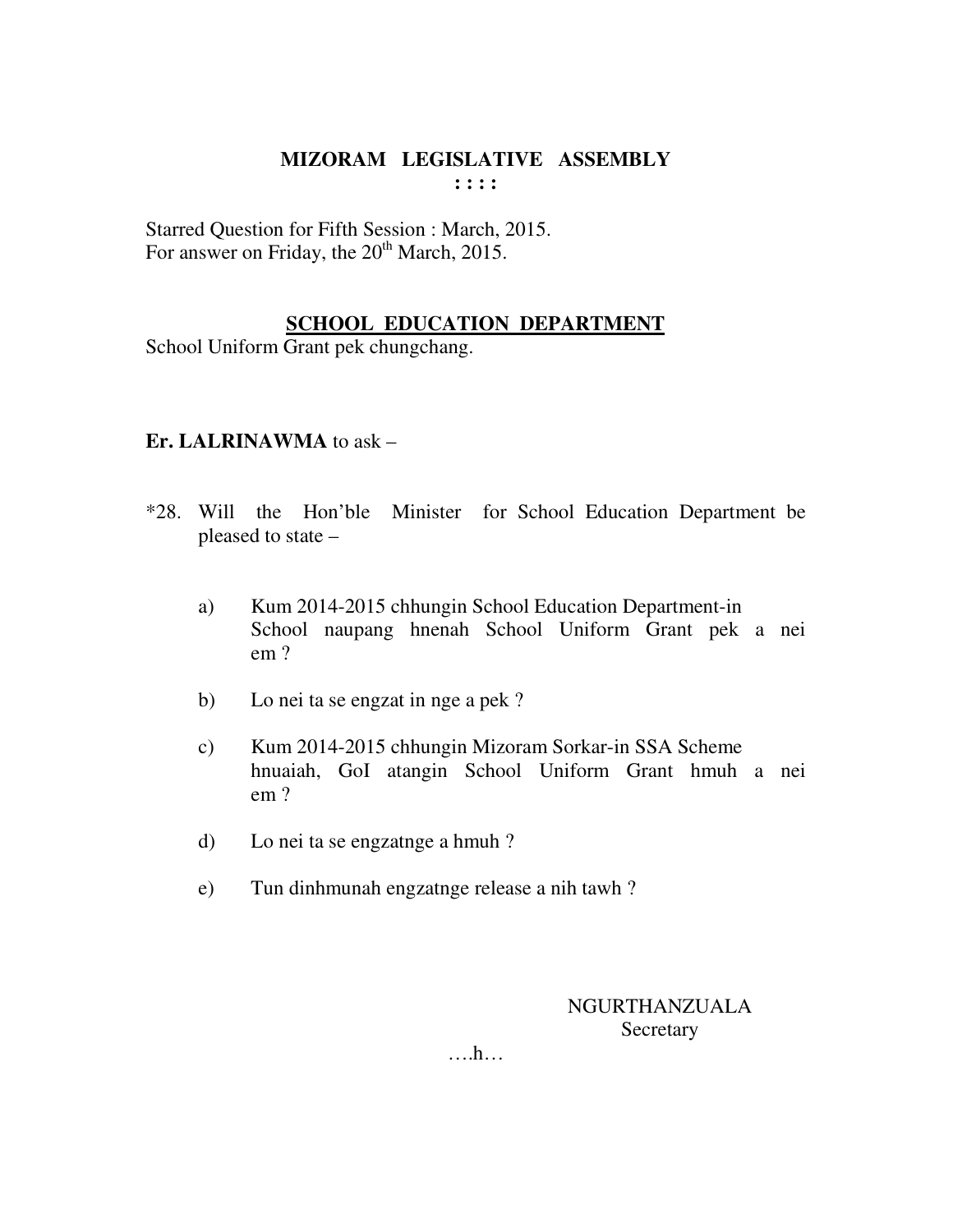# MIZORAM LEGISLATIVE ASSEMBLY

: : : :

Starred Question for Fifth Session : March, 2015.
For answer on Friday, the 20th March, 2015.

## SCHOOL EDUCATION DEPARTMENT

School Uniform Grant pek chungchang.

**Er. LALRINAWMA** to ask –

*28. Will the Hon'ble Minister for School Education Department be pleased to state –

a) Kum 2014-2015 chhungin School Education Department-in School naupang hnenah School Uniform Grant pek a nei em ?

b) Lo nei ta se engzat in nge a pek ?

c) Kum 2014-2015 chhungin Mizoram Sorkar-in SSA Scheme hnuaiah, GoI atangin School Uniform Grant hmuh a nei em ?

d) Lo nei ta se engzatnge a hmuh ?

e) Tun dinhmunah engzatnge release a nih tawh ?

NGURTHANZUALA
Secretary

….h…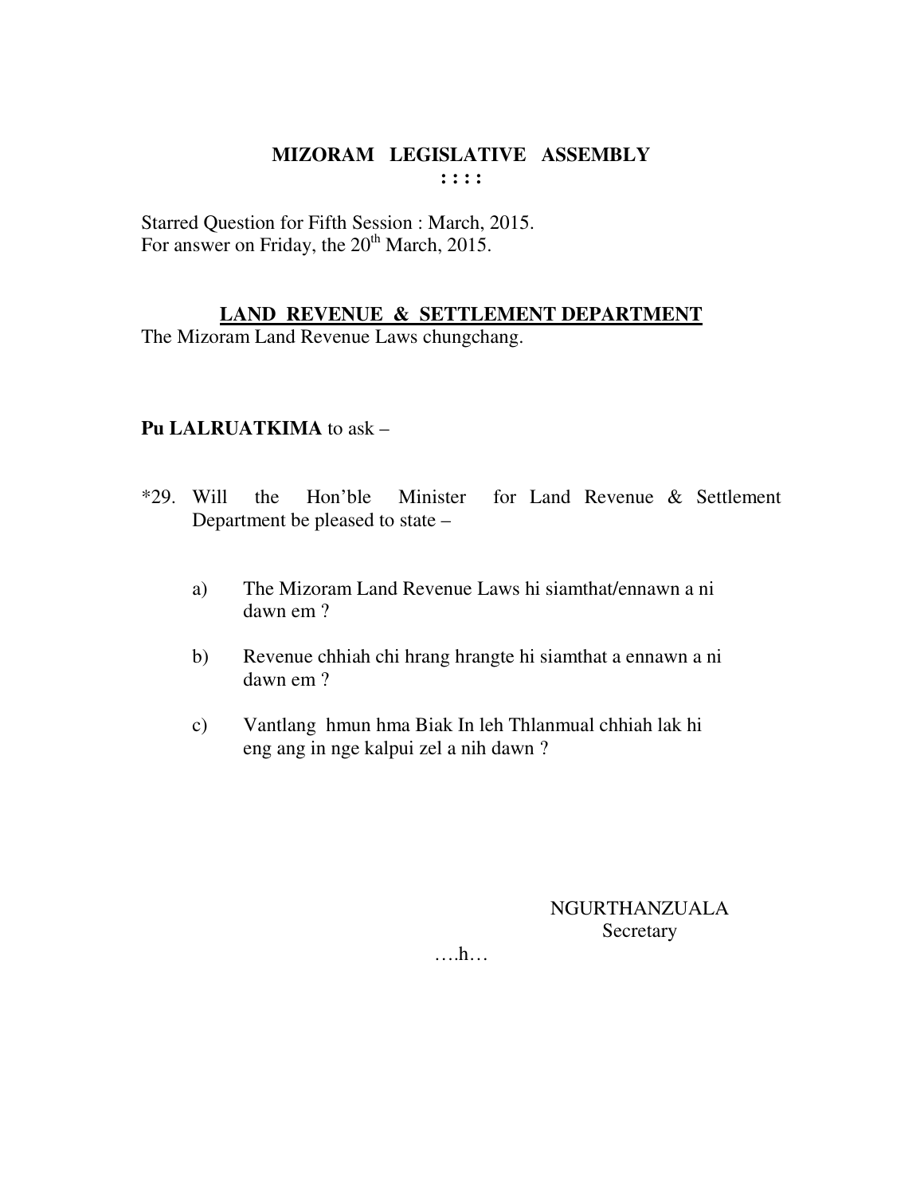## MIZORAM LEGISLATIVE ASSEMBLY

: : : :

Starred Question for Fifth Session : March, 2015.
For answer on Friday, the 20th March, 2015.

### LAND REVENUE & SETTLEMENT DEPARTMENT

The Mizoram Land Revenue Laws chungchang.

**Pu LALRUATKIMA** to ask –

*29. Will the Hon'ble Minister for Land Revenue & Settlement Department be pleased to state –

a) The Mizoram Land Revenue Laws hi siamthat/ennawn a ni dawn em ?

b) Revenue chhiah chi hrang hrangte hi siamthat a ennawn a ni dawn em ?

c) Vantlang hmun hma Biak In leh Thlanmual chhiah lak hi eng ang in nge kalpui zel a nih dawn ?

NGURTHANZUALA
Secretary

….h…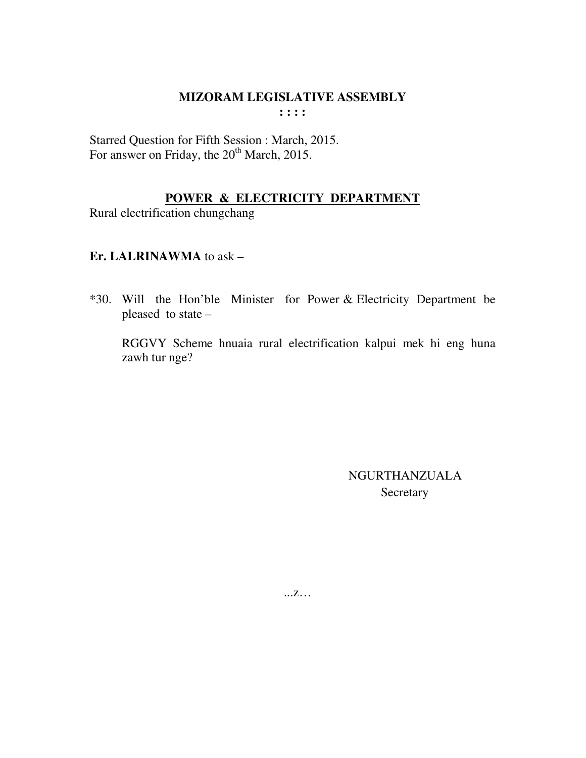# MIZORAM LEGISLATIVE ASSEMBLY

**: : : :**

Starred Question for Fifth Session : March, 2015.
For answer on Friday, the 20th March, 2015.

## POWER & ELECTRICITY DEPARTMENT

Rural electrification chungchang

**Er. LALRINAWMA** to ask –

*30. Will the Hon'ble Minister for Power & Electricity Department be pleased to state –

RGGVY Scheme hnuaia rural electrification kalpui mek hi eng huna zawh tur nge?

NGURTHANZUALA
Secretary

...z…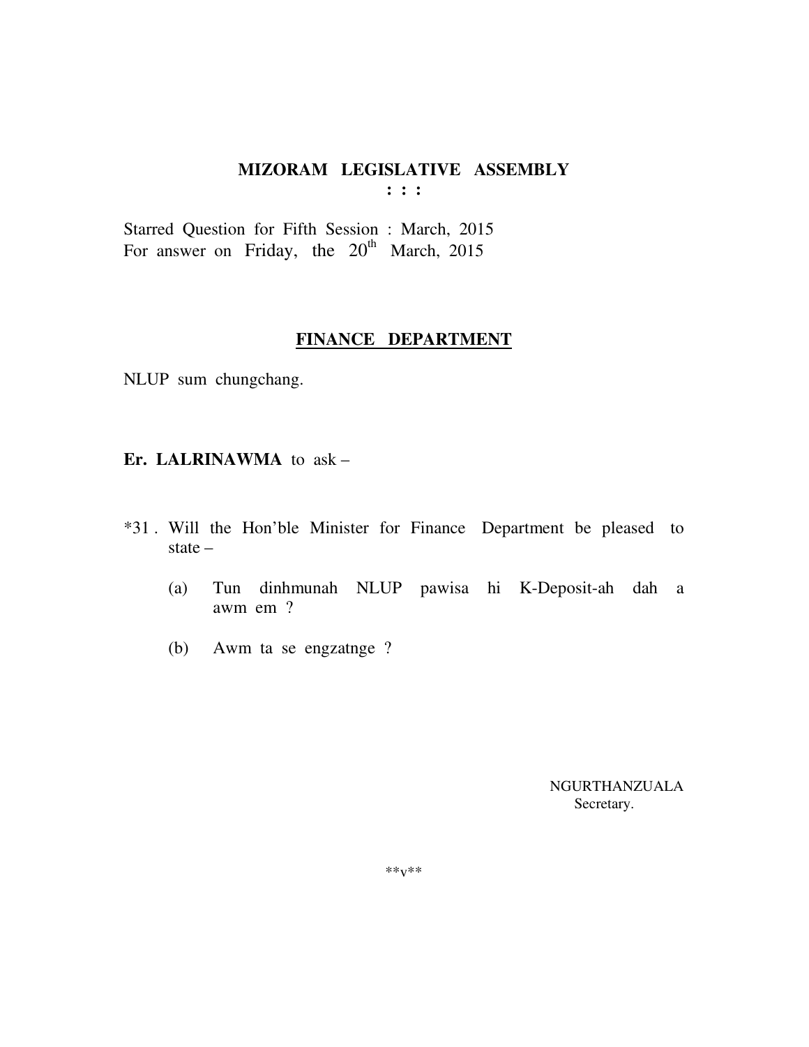# MIZORAM LEGISLATIVE ASSEMBLY

: : :

Starred Question for Fifth Session : March, 2015
For answer on Friday, the 20th March, 2015

## FINANCE DEPARTMENT

NLUP sum chungchang.

**Er. LALRINAWMA** to ask –

*31 . Will the Hon'ble Minister for Finance Department be pleased to state –

(a) Tun dinhmunah NLUP pawisa hi K-Deposit-ah dah a awm em ?

(b) Awm ta se engzatnge ?

NGURTHANZUALA
Secretary.

**v**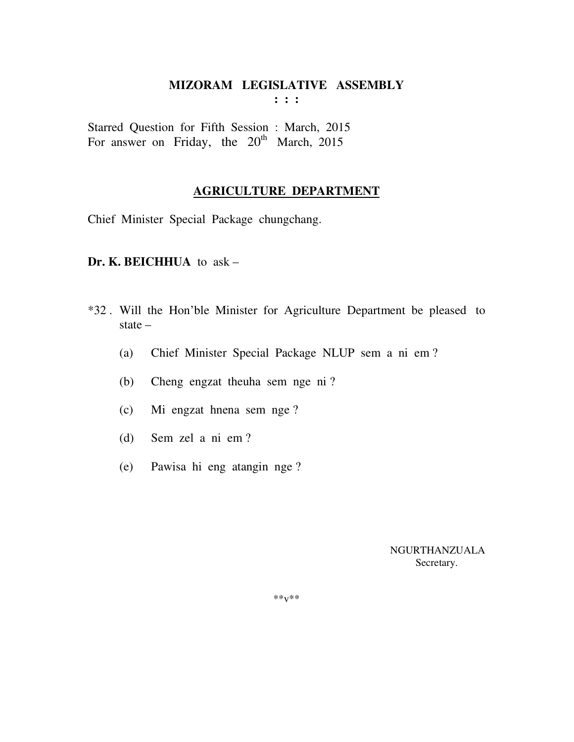# MIZORAM LEGISLATIVE ASSEMBLY

**: : :**

Starred Question for Fifth Session : March, 2015
For answer on Friday, the 20th March, 2015

## AGRICULTURE DEPARTMENT

Chief Minister Special Package chungchang.

**Dr. K. BEICHHUA** to ask –

*32 . Will the Hon'ble Minister for Agriculture Department be pleased to state –

(a) Chief Minister Special Package NLUP sem a ni em ?

(b) Cheng engzat theuha sem nge ni ?

(c) Mi engzat hnena sem nge ?

(d) Sem zel a ni em ?

(e) Pawisa hi eng atangin nge ?

NGURTHANZUALA
Secretary.

**v**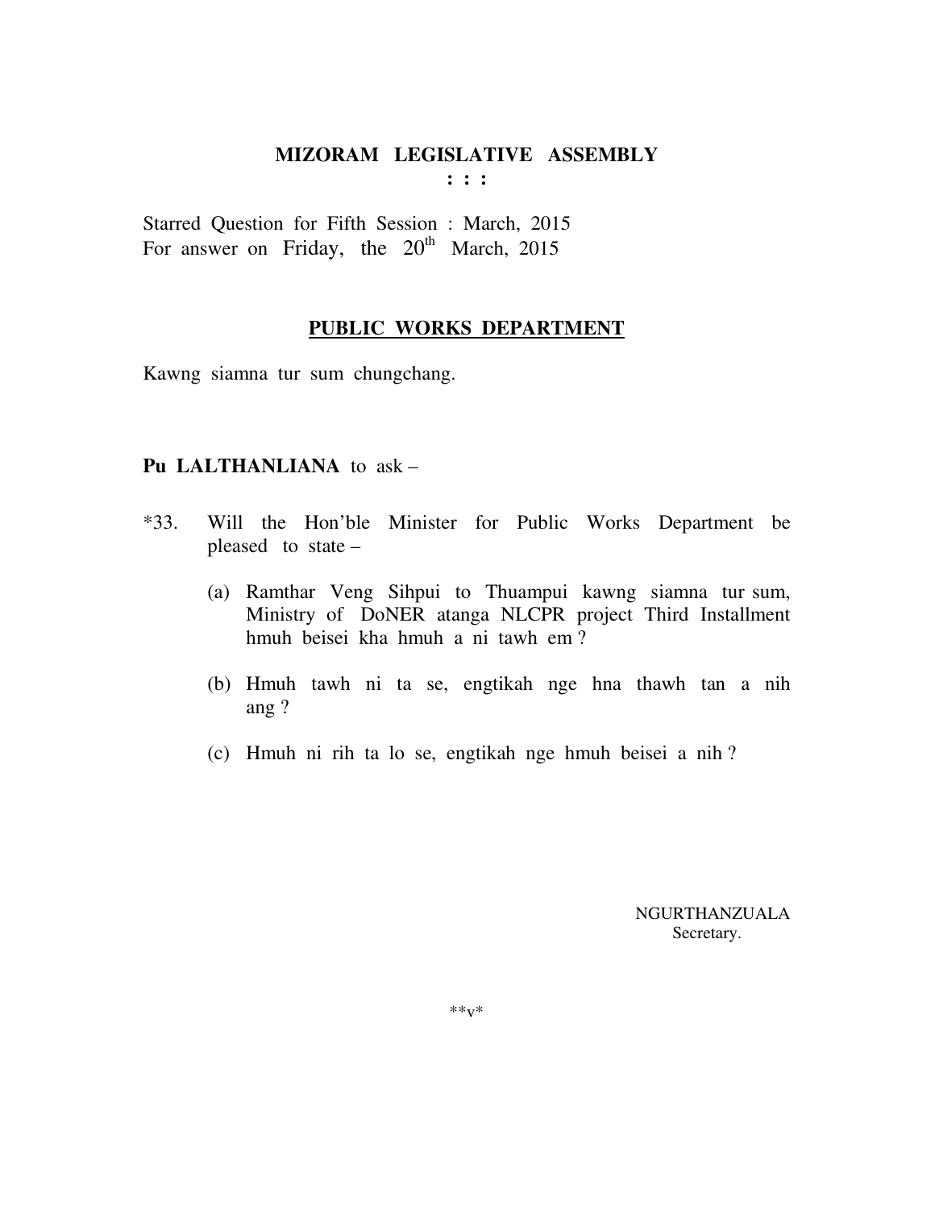# MIZORAM LEGISLATIVE ASSEMBLY

: : :

Starred Question for Fifth Session : March, 2015
For answer on Friday, the 20th March, 2015

## PUBLIC WORKS DEPARTMENT

Kawng siamna tur sum chungchang.

**Pu LALTHANLIANA** to ask –

*33. Will the Hon'ble Minister for Public Works Department be pleased to state –

(a) Ramthar Veng Sihpui to Thuampui kawng siamna tur sum, Ministry of DoNER atanga NLCPR project Third Installment hmuh beisei kha hmuh a ni tawh em ?

(b) Hmuh tawh ni ta se, engtikah nge hna thawh tan a nih ang ?

(c) Hmuh ni rih ta lo se, engtikah nge hmuh beisei a nih ?

NGURTHANZUALA
Secretary.

**v*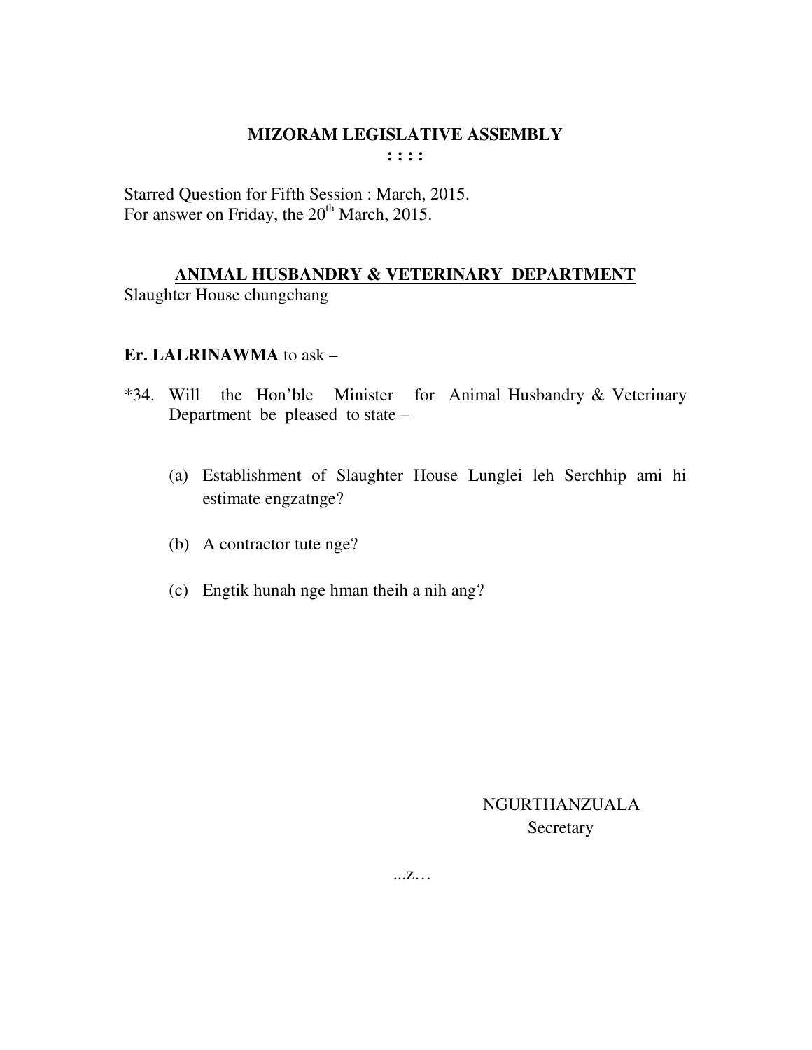# MIZORAM LEGISLATIVE ASSEMBLY

**: : : :**

Starred Question for Fifth Session : March, 2015.
For answer on Friday, the 20th March, 2015.

## ANIMAL HUSBANDRY & VETERINARY DEPARTMENT

Slaughter House chungchang

**Er. LALRINAWMA** to ask –

*34. Will the Hon'ble Minister for Animal Husbandry & Veterinary Department be pleased to state –

(a) Establishment of Slaughter House Lunglei leh Serchhip ami hi estimate engzatnge?

(b) A contractor tute nge?

(c) Engtik hunah nge hman theih a nih ang?

NGURTHANZUALA
Secretary

...z…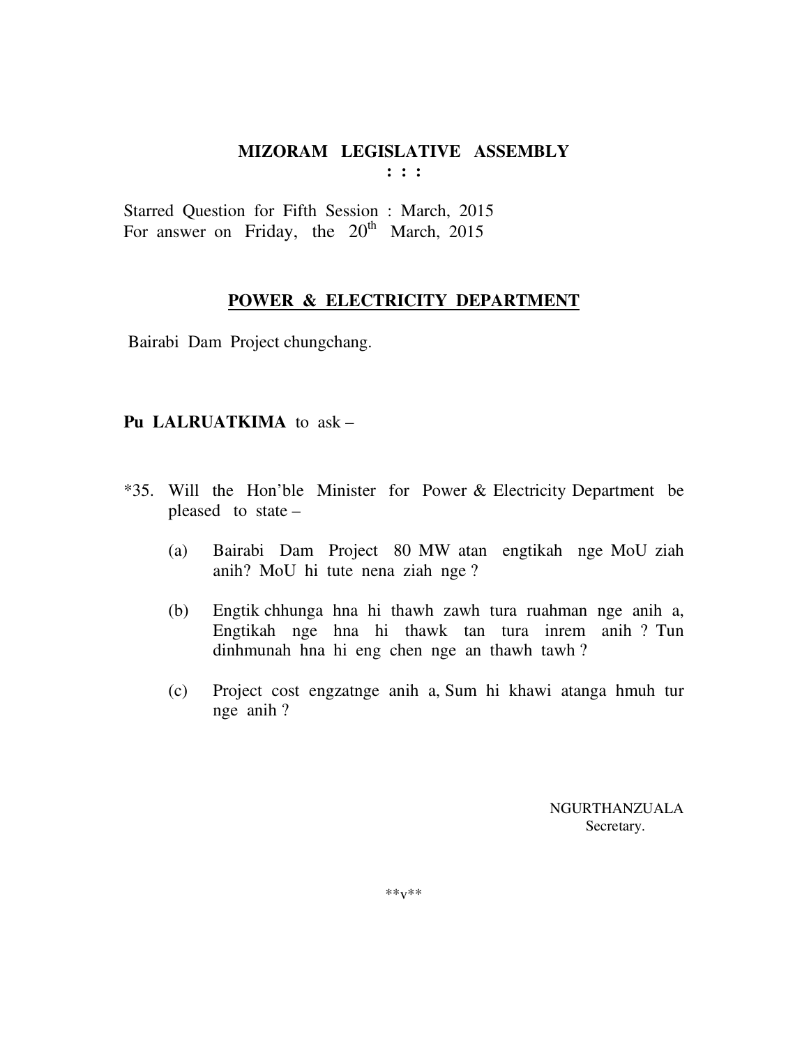# MIZORAM LEGISLATIVE ASSEMBLY

: : :

Starred Question for Fifth Session : March, 2015
For answer on Friday, the 20th March, 2015

## POWER & ELECTRICITY DEPARTMENT

Bairabi Dam Project chungchang.

**Pu LALRUATKIMA** to ask –

*35. Will the Hon'ble Minister for Power & Electricity Department be pleased to state –

(a) Bairabi Dam Project 80 MW atan engtikah nge MoU ziah anih? MoU hi tute nena ziah nge ?

(b) Engtik chhunga hna hi thawh zawh tura ruahman nge anih a, Engtikah nge hna hi thawk tan tura inrem anih ? Tun dinhmunah hna hi eng chen nge an thawh tawh ?

(c) Project cost engzatnge anih a, Sum hi khawi atanga hmuh tur nge anih ?

NGURTHANZUALA
Secretary.

**v**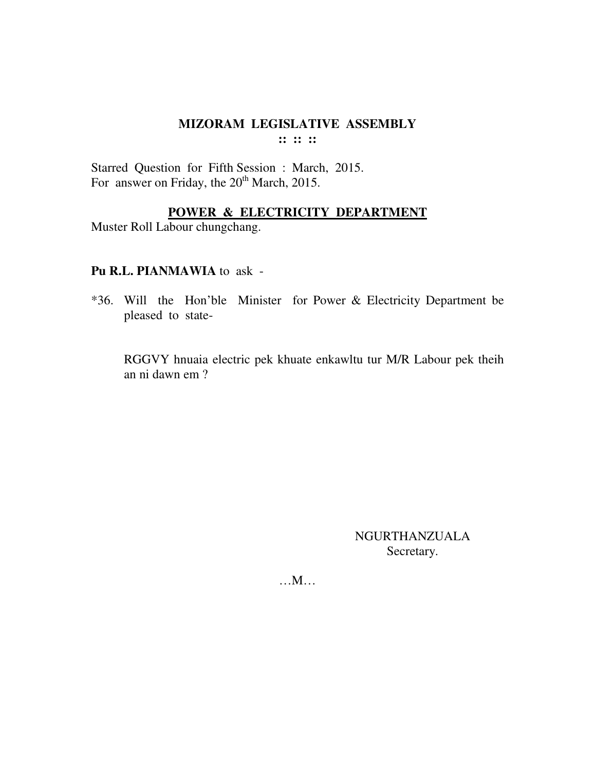# MIZORAM LEGISLATIVE ASSEMBLY

**:: :: ::**

Starred Question for Fifth Session : March, 2015.
For answer on Friday, the 20th March, 2015.

## POWER & ELECTRICITY DEPARTMENT

Muster Roll Labour chungchang.

**Pu R.L. PIANMAWIA** to ask -

*36. Will the Hon'ble Minister for Power & Electricity Department be pleased to state-

RGGVY hnuaia electric pek khuate enkawltu tur M/R Labour pek theih an ni dawn em ?

NGURTHANZUALA
Secretary.

…M…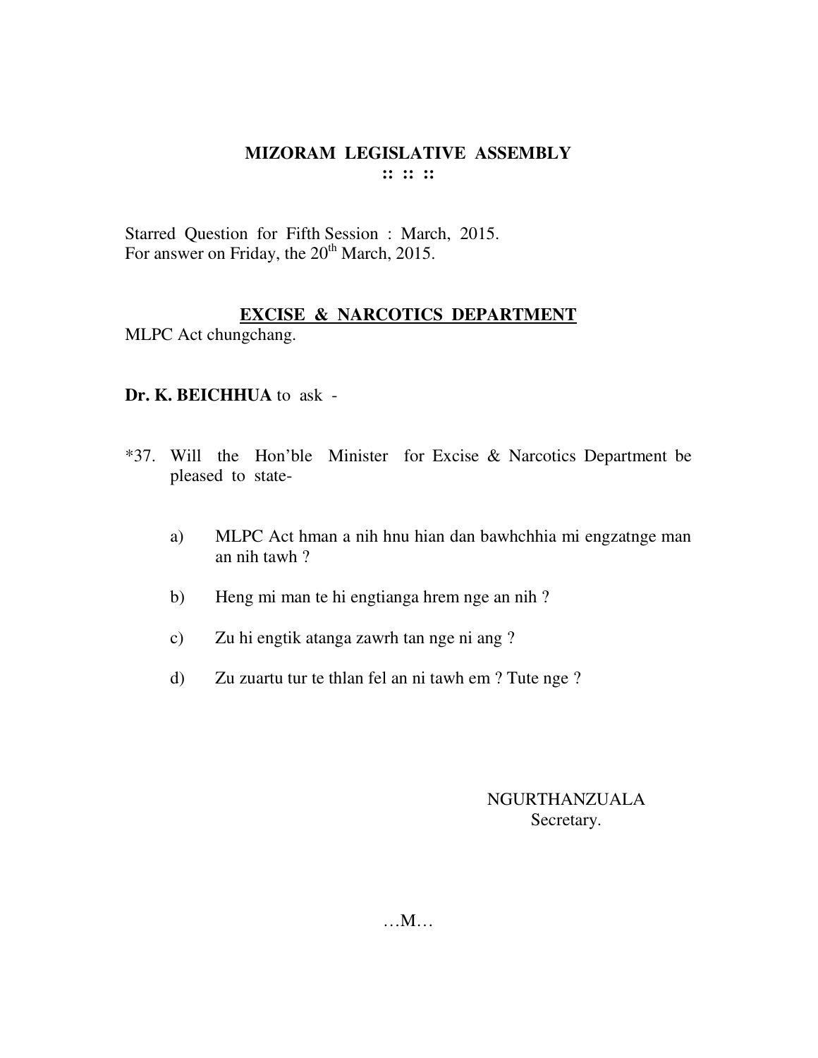# MIZORAM LEGISLATIVE ASSEMBLY

**:: :: ::**

Starred Question for Fifth Session : March, 2015.
For answer on Friday, the 20th March, 2015.

## EXCISE & NARCOTICS DEPARTMENT

MLPC Act chungchang.

**Dr. K. BEICHHUA** to ask -

*37. Will the Hon'ble Minister for Excise & Narcotics Department be pleased to state-

a) MLPC Act hman a nih hnu hian dan bawhchhia mi engzatnge man an nih tawh ?

b) Heng mi man te hi engtianga hrem nge an nih ?

c) Zu hi engtik atanga zawrh tan nge ni ang ?

d) Zu zuartu tur te thlan fel an ni tawh em ? Tute nge ?

NGURTHANZUALA
Secretary.

…M…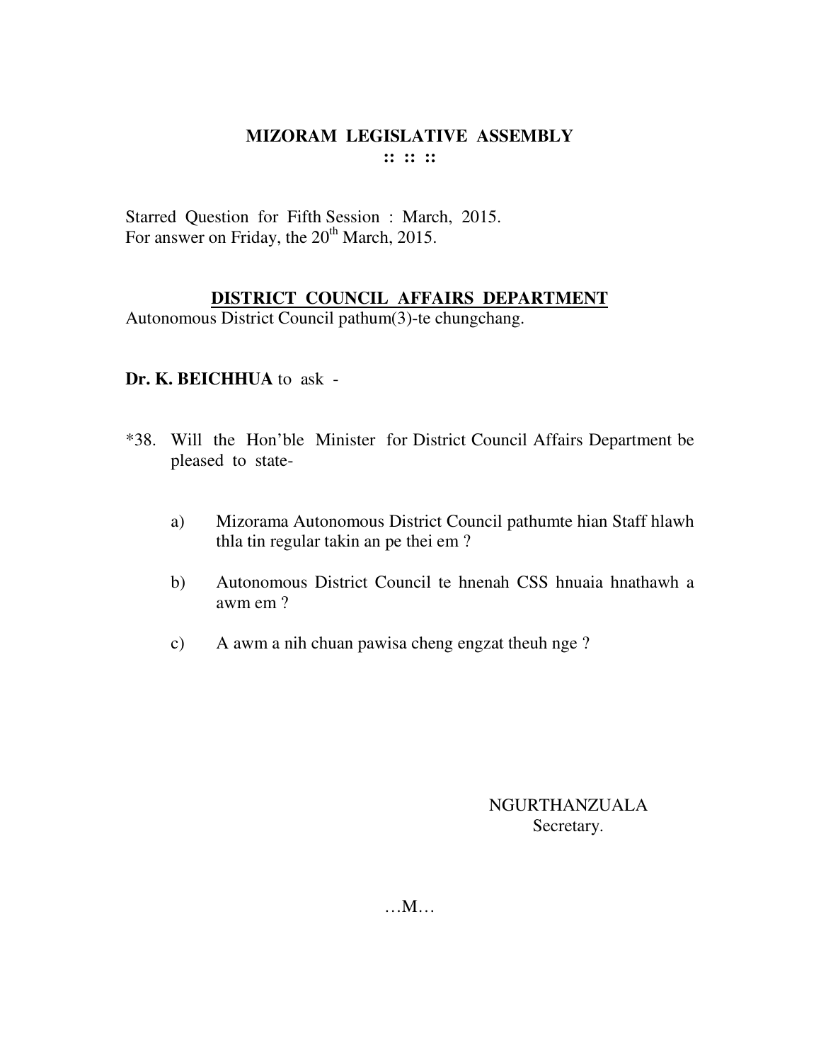# MIZORAM LEGISLATIVE ASSEMBLY

**:: :: ::**

Starred Question for Fifth Session : March, 2015.
For answer on Friday, the 20th March, 2015.

## DISTRICT COUNCIL AFFAIRS DEPARTMENT

Autonomous District Council pathum(3)-te chungchang.

**Dr. K. BEICHHUA** to ask -

*38. Will the Hon'ble Minister for District Council Affairs Department be pleased to state-

a) Mizorama Autonomous District Council pathumte hian Staff hlawh thla tin regular takin an pe thei em ?

b) Autonomous District Council te hnenah CSS hnuaia hnathawh a awm em ?

c) A awm a nih chuan pawisa cheng engzat theuh nge ?

NGURTHANZUALA
Secretary.

…M…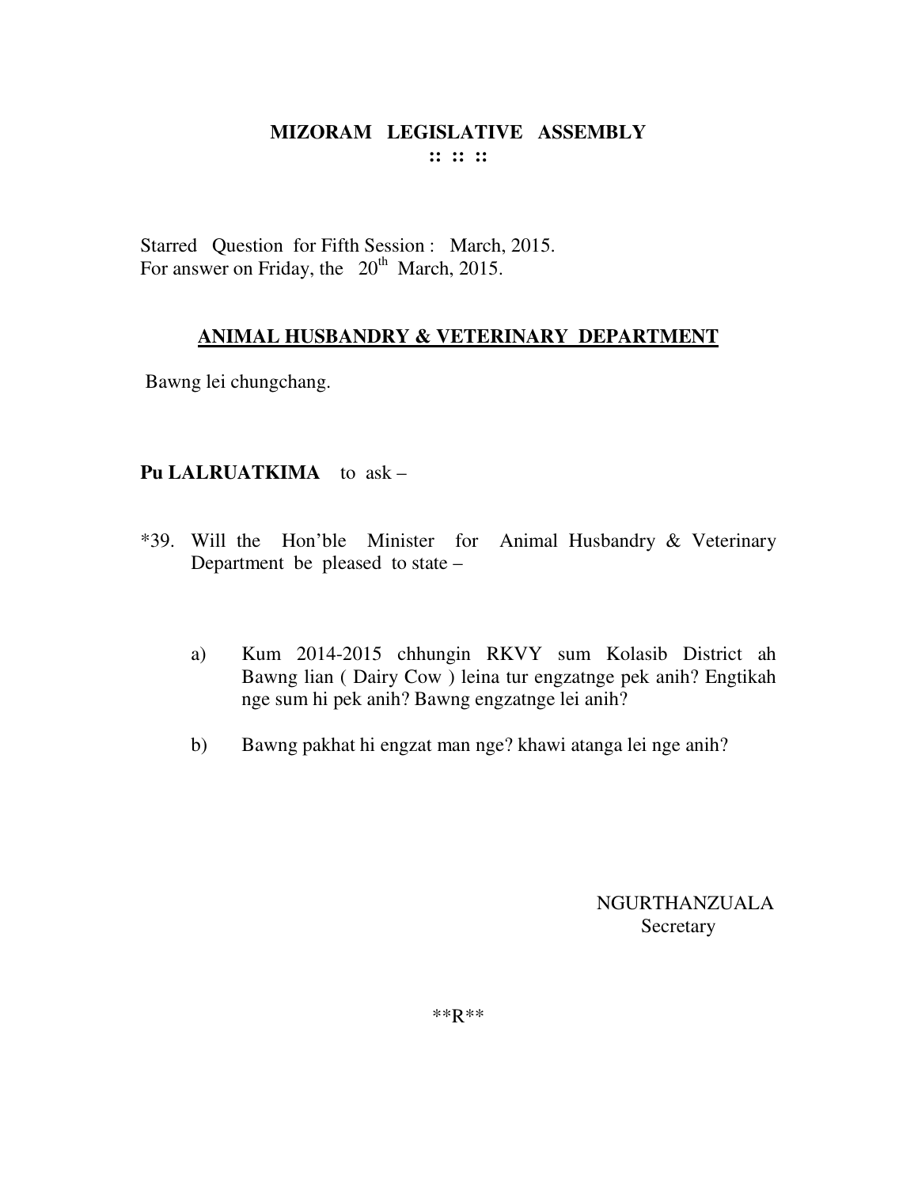# MIZORAM LEGISLATIVE ASSEMBLY

:: :: ::

Starred Question for Fifth Session : March, 2015.
For answer on Friday, the 20th March, 2015.

## ANIMAL HUSBANDRY & VETERINARY DEPARTMENT

Bawng lei chungchang.

**Pu LALRUATKIMA** to ask –

*39. Will the Hon'ble Minister for Animal Husbandry & Veterinary Department be pleased to state –

a) Kum 2014-2015 chhungin RKVY sum Kolasib District ah Bawng lian ( Dairy Cow ) leina tur engzatnge pek anih? Engtikah nge sum hi pek anih? Bawng engzatnge lei anih?

b) Bawng pakhat hi engzat man nge? khawi atanga lei nge anih?

NGURTHANZUALA
Secretary

**R**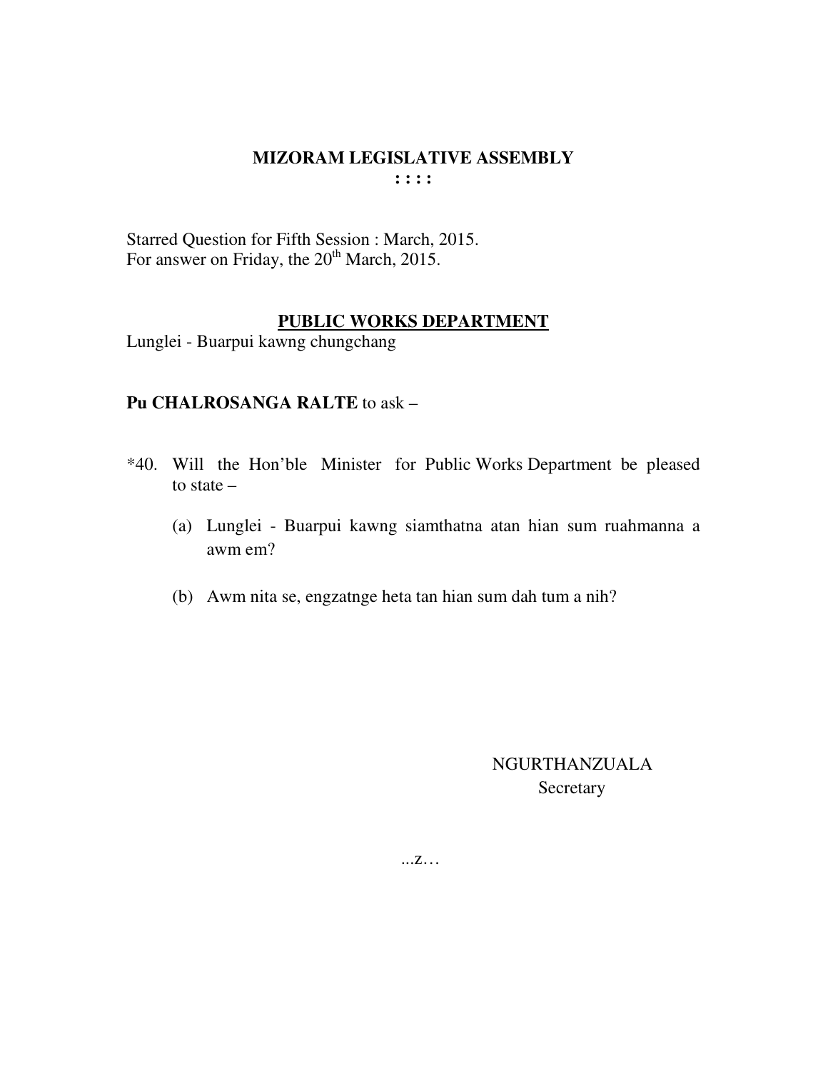# MIZORAM LEGISLATIVE ASSEMBLY

**: : : :**

Starred Question for Fifth Session : March, 2015.
For answer on Friday, the 20th March, 2015.

## PUBLIC WORKS DEPARTMENT

Lunglei - Buarpui kawng chungchang

**Pu CHALROSANGA RALTE** to ask –

*40. Will the Hon'ble Minister for Public Works Department be pleased to state –

(a) Lunglei - Buarpui kawng siamthatna atan hian sum ruahmanna a awm em?

(b) Awm nita se, engzatnge heta tan hian sum dah tum a nih?

NGURTHANZUALA
Secretary

...z…